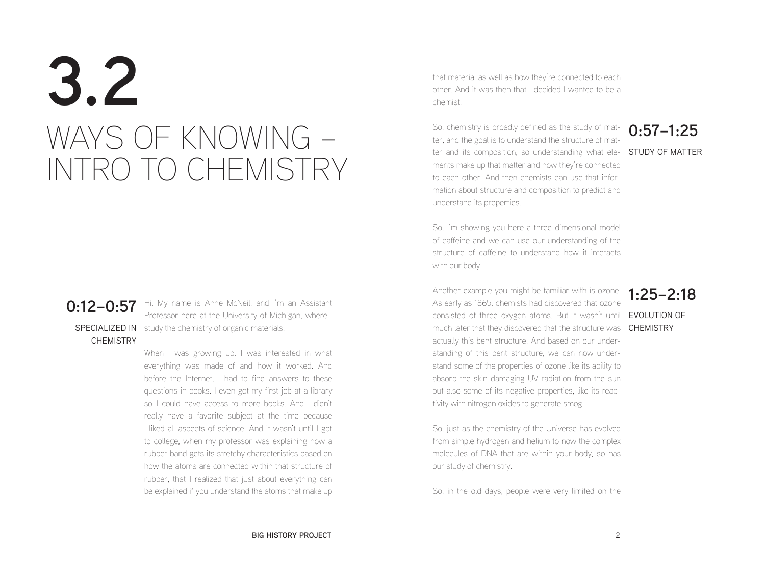# 3.2

# WAYS OF KNOWING – INTRO TO CHEMISTRY

**0:12–0:57**

SPECIALIZED IN CHEMISTRY

Hi. My name is Anne McNeil, and I'm an Assistant Professor here at the University of Michigan, where I study the chemistry of organic materials.

When I was growing up, I was interested in what everything was made of and how it worked. And before the Internet, I had to find answers to these questions in books. I even got my first job at a library so I could have access to more books. And I didn't really have a favorite subject at the time because I liked all aspects of science. And it wasn't until I got to college, when my professor was explaining how a rubber band gets its stretchy characteristics based on how the atoms are connected within that structure of rubber, that I realized that just about everything can be explained if you understand the atoms that make up that material as well as how they're connected to each other. And it was then that I decided I wanted to be a chemist.

**0:57–1:25**

STUDY OF MATTER

So, chemistry is broadly defined as the study of matter, and the goal is to understand the structure of matter and its composition, so understanding what elements make up that matter and how they're connected to each other. And then chemists can use that information about structure and composition to predict and understand its properties.

So, I'm showing you here a three-dimensional model of caffeine and we can use our understanding of the structure of caffeine to understand how it interacts with our body.

**1:25–2:18**

EVOLUTION OF CHEMISTRY

Another example you might be familiar with is ozone. As early as 1865, chemists had discovered that ozone consisted of three oxygen atoms. But it wasn't until much later that they discovered that the structure was actually this bent structure. And based on our understanding of this bent structure, we can now understand some of the properties of ozone like its ability to absorb the skin-damaging UV radiation from the sun but also some of its negative properties, like its reactivity with nitrogen oxides to generate smog.

So, just as the chemistry of the Universe has evolved from simple hydrogen and helium to now the complex molecules of DNA that are within your body, so has our study of chemistry.

So, in the old days, people were very limited on the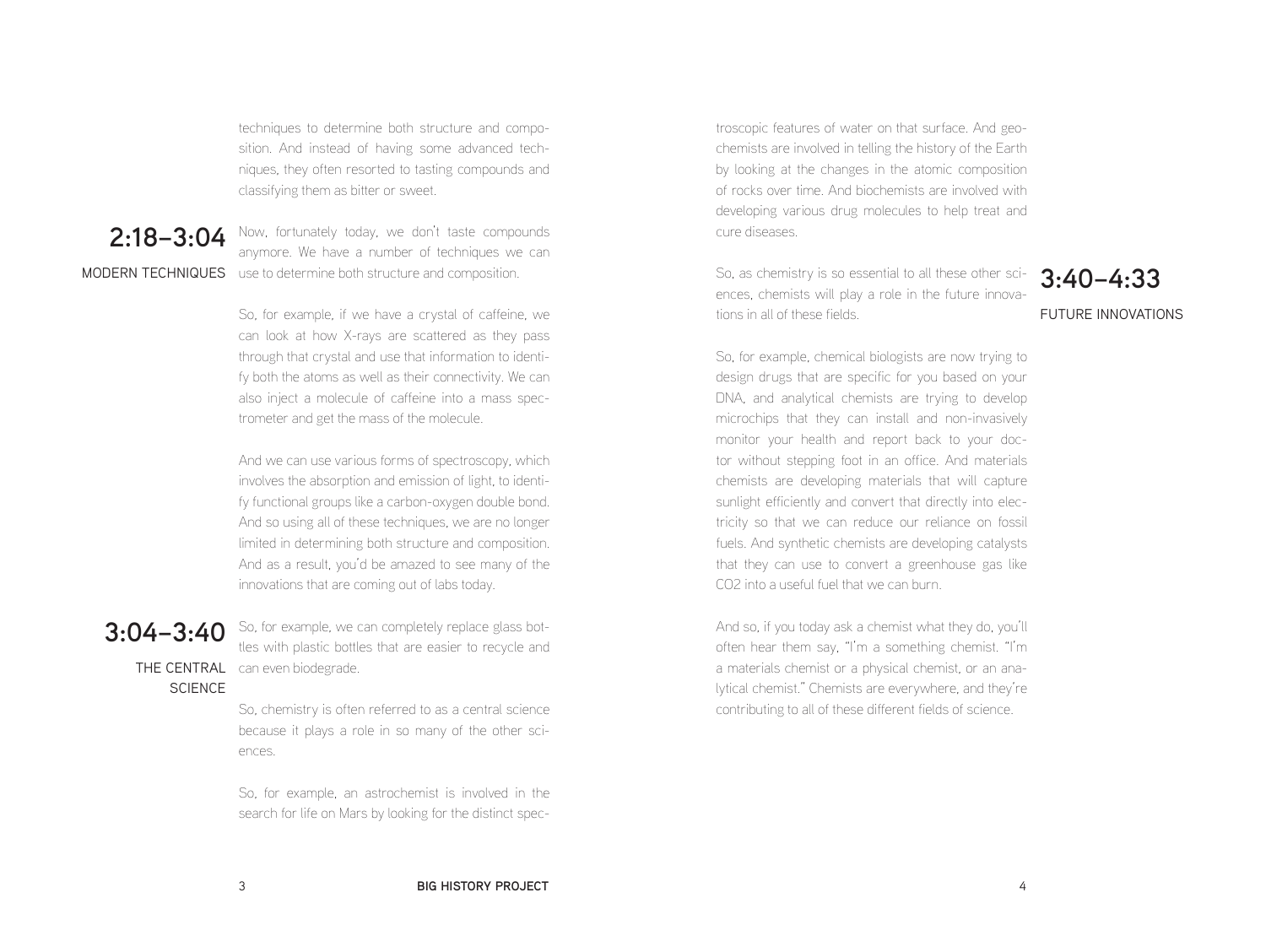techniques to determine both structure and composition. And instead of having some advanced techniques, they often resorted to tasting compounds and classifying them as bitter or sweet.

## 2:18–3:04

### MODERN TECHNIQUES

Now, fortunately today, we don't taste compounds anymore. We have a number of techniques we can use to determine both structure and composition.

So, for example, if we have a crystal of caffeine, we can look at how X-rays are scattered as they pass through that crystal and use that information to identify both the atoms as well as their connectivity. We can also inject a molecule of caffeine into a mass spectrometer and get the mass of the molecule.

And we can use various forms of spectroscopy, which involves the absorption and emission of light, to identify functional groups like a carbon-oxygen double bond. And so using all of these techniques, we are no longer limited in determining both structure and composition. And as a result, you'd be amazed to see many of the innovations that are coming out of labs today.

## 3:04–3:40

### THE CENTRAL SCIENCE

So, for example, we can completely replace glass bottles with plastic bottles that are easier to recycle and can even biodegrade.

So, chemistry is often referred to as a central science because it plays a role in so many of the other sciences.

So, for example, an astrochemist is involved in the search for life on Mars by looking for the distinct spectroscopic features of water on that surface. And geochemists are involved in telling the history of the Earth by looking at the changes in the atomic composition of rocks over time. And biochemists are involved with developing various drug molecules to help treat and cure diseases.

## 3:40–4:33

### FUTURE INNOVATIONS

So, as chemistry is so essential to all these other sciences, chemists will play a role in the future innovations in all of these fields.

So, for example, chemical biologists are now trying to design drugs that are specific for you based on your DNA, and analytical chemists are trying to develop microchips that they can install and non-invasively monitor your health and report back to your doctor without stepping foot in an office. And materials chemists are developing materials that will capture sunlight efficiently and convert that directly into electricity so that we can reduce our reliance on fossil fuels. And synthetic chemists are developing catalysts that they can use to convert a greenhouse gas like $CO_2$ into a useful fuel that we can burn.

And so, if you today ask a chemist what they do, you'll often hear them say, "I'm a something chemist. "I'm a materials chemist or a physical chemist, or an analytical chemist." Chemists are everywhere, and they're contributing to all of these different fields of science.